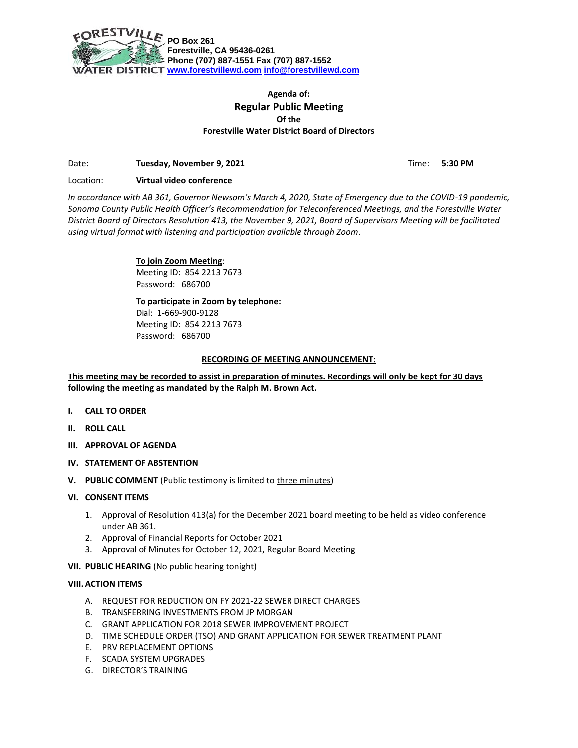FORESTVILLE WATER DISTRICT

**PO Box 261**
**Forestville, CA 95436-0261**
**Phone (707) 887-1551 Fax (707) 887-1552**
**www.forestvillewd.com info@forestvillewd.com**

**Agenda of:**

## Regular Public Meeting

**Of the**

**Forestville Water District Board of Directors**

Date: **Tuesday, November 9, 2021** Time: **5:30 PM**

Location: **Virtual video conference**

*In accordance with AB 361, Governor Newsom's March 4, 2020, State of Emergency due to the COVID-19 pandemic, Sonoma County Public Health Officer's Recommendation for Teleconferenced Meetings, and the Forestville Water District Board of Directors Resolution 413, the November 9, 2021, Board of Supervisors Meeting will be facilitated using virtual format with listening and participation available through Zoom.*

**To join Zoom Meeting**:
Meeting ID: 854 2213 7673
Password: 686700

**To participate in Zoom by telephone:**
Dial: 1-669-900-9128
Meeting ID: 854 2213 7673
Password: 686700

**RECORDING OF MEETING ANNOUNCEMENT:**

**This meeting may be recorded to assist in preparation of minutes. Recordings will only be kept for 30 days following the meeting as mandated by the Ralph M. Brown Act.**

**I. CALL TO ORDER**

**II. ROLL CALL**

**III. APPROVAL OF AGENDA**

**IV. STATEMENT OF ABSTENTION**

**V. PUBLIC COMMENT** (Public testimony is limited to three minutes)

**VI. CONSENT ITEMS**

1. Approval of Resolution 413(a) for the December 2021 board meeting to be held as video conference under AB 361.
2. Approval of Financial Reports for October 2021
3. Approval of Minutes for October 12, 2021, Regular Board Meeting

**VII. PUBLIC HEARING** (No public hearing tonight)

**VIII. ACTION ITEMS**

A. REQUEST FOR REDUCTION ON FY 2021-22 SEWER DIRECT CHARGES
B. TRANSFERRING INVESTMENTS FROM JP MORGAN
C. GRANT APPLICATION FOR 2018 SEWER IMPROVEMENT PROJECT
D. TIME SCHEDULE ORDER (TSO) AND GRANT APPLICATION FOR SEWER TREATMENT PLANT
E. PRV REPLACEMENT OPTIONS
F. SCADA SYSTEM UPGRADES
G. DIRECTOR'S TRAINING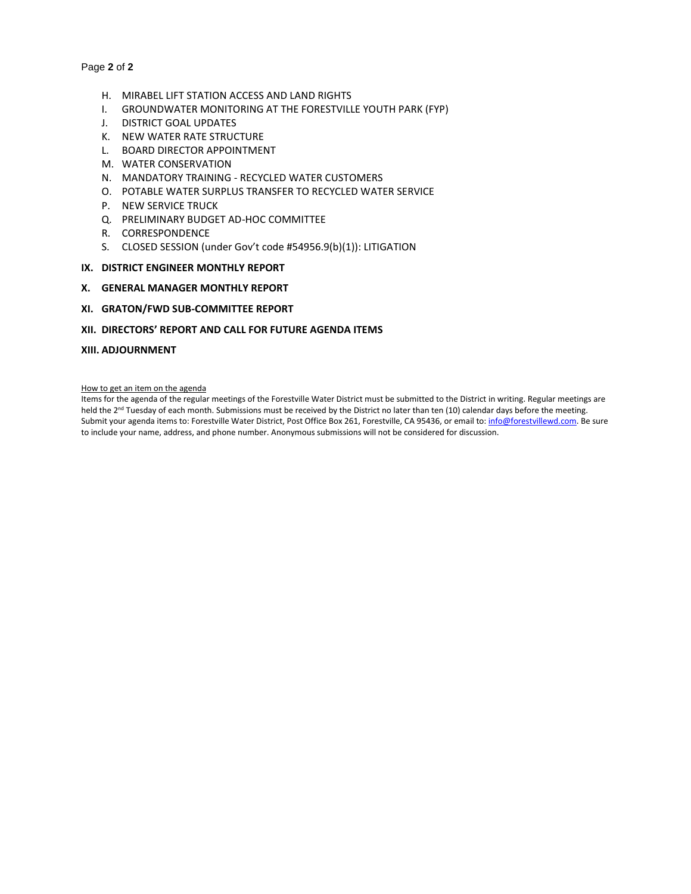H. MIRABEL LIFT STATION ACCESS AND LAND RIGHTS
I. GROUNDWATER MONITORING AT THE FORESTVILLE YOUTH PARK (FYP)
J. DISTRICT GOAL UPDATES
K. NEW WATER RATE STRUCTURE
L. BOARD DIRECTOR APPOINTMENT
M. WATER CONSERVATION
N. MANDATORY TRAINING - RECYCLED WATER CUSTOMERS
O. POTABLE WATER SURPLUS TRANSFER TO RECYCLED WATER SERVICE
P. NEW SERVICE TRUCK
Q. PRELIMINARY BUDGET AD-HOC COMMITTEE
R. CORRESPONDENCE
S. CLOSED SESSION (under Gov't code #54956.9(b)(1)): LITIGATION

**IX. DISTRICT ENGINEER MONTHLY REPORT**

**X. GENERAL MANAGER MONTHLY REPORT**

**XI. GRATON/FWD SUB-COMMITTEE REPORT**

**XII. DIRECTORS' REPORT AND CALL FOR FUTURE AGENDA ITEMS**

**XIII. ADJOURNMENT**

How to get an item on the agenda

Items for the agenda of the regular meetings of the Forestville Water District must be submitted to the District in writing. Regular meetings are held the 2nd Tuesday of each month. Submissions must be received by the District no later than ten (10) calendar days before the meeting. Submit your agenda items to: Forestville Water District, Post Office Box 261, Forestville, CA 95436, or email to: info@forestvillewd.com. Be sure to include your name, address, and phone number. Anonymous submissions will not be considered for discussion.